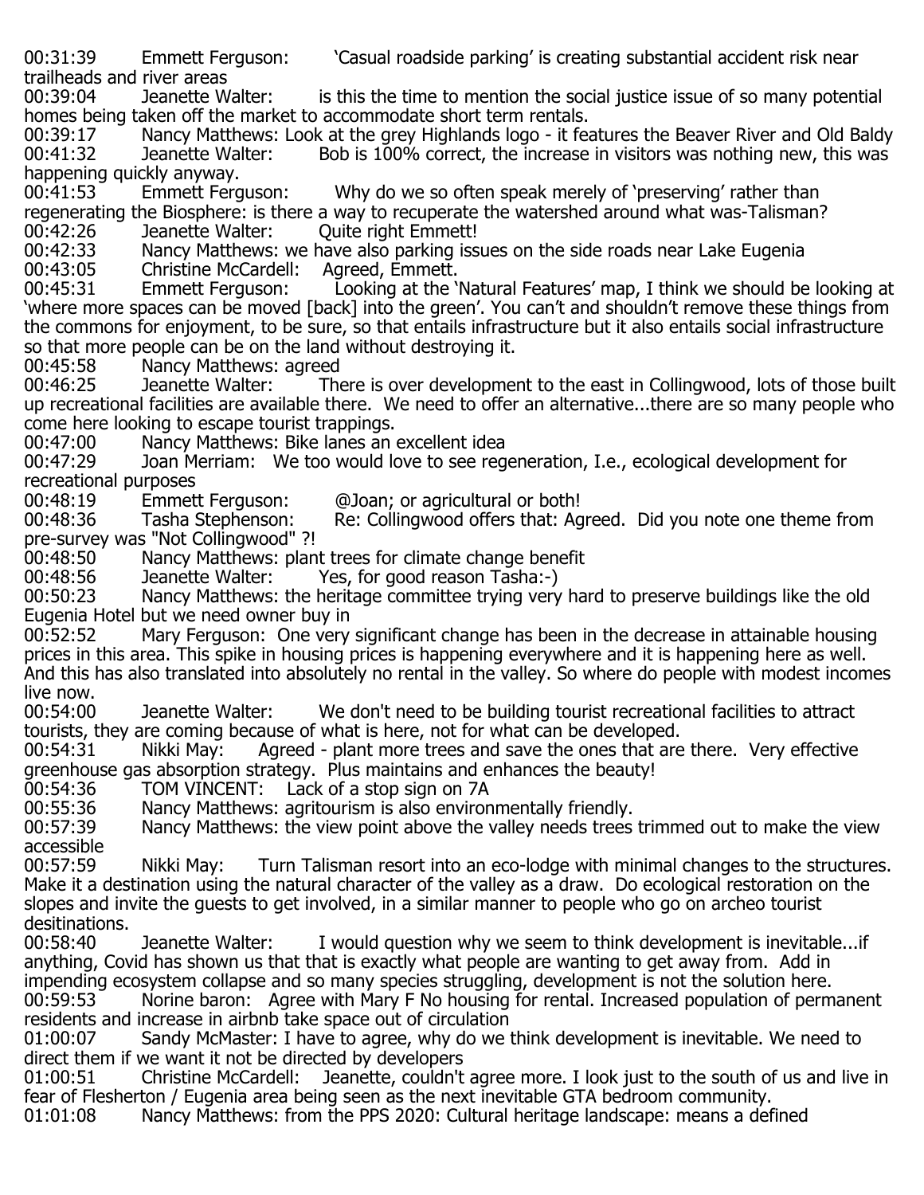00:31:39 Emmett Ferguson: 'Casual roadside parking' is creating substantial accident risk near trailheads and river areas

00:39:04 Jeanette Walter: is this the time to mention the social justice issue of so many potential homes being taken off the market to accommodate short term rentals.

00:39:17 Nancy Matthews: Look at the grey Highlands logo - it features the Beaver River and Old Baldy

00:41:32 Jeanette Walter: Bob is 100% correct, the increase in visitors was nothing new, this was happening quickly anyway.

00:41:53 Emmett Ferguson: Why do we so often speak merely of 'preserving' rather than regenerating the Biosphere: is there a way to recuperate the watershed around what was-Talisman?

00:42:26 Jeanette Walter: Quite right Emmett!

00:42:33 Nancy Matthews: we have also parking issues on the side roads near Lake Eugenia

00:43:05 Christine McCardell: Agreed, Emmett.

00:45:31 Emmett Ferguson: Looking at the 'Natural Features' map, I think we should be looking at 'where more spaces can be moved [back] into the green'. You can't and shouldn't remove these things from the commons for enjoyment, to be sure, so that entails infrastructure but it also entails social infrastructure so that more people can be on the land without destroying it.

00:45:58 Nancy Matthews: agreed

00:46:25 Jeanette Walter: There is over development to the east in Collingwood, lots of those built up recreational facilities are available there. We need to offer an alternative...there are so many people who come here looking to escape tourist trappings.

00:47:00 Nancy Matthews: Bike lanes an excellent idea

00:47:29 Joan Merriam: We too would love to see regeneration, I.e., ecological development for recreational purposes

00:48:19 Emmett Ferguson: @Joan; or agricultural or both!

00:48:36 Tasha Stephenson: Re: Collingwood offers that: Agreed. Did you note one theme from pre-survey was "Not Collingwood" ?!

00:48:50 Nancy Matthews: plant trees for climate change benefit

00:48:56 Jeanette Walter: Yes, for good reason Tasha:-)

00:50:23 Nancy Matthews: the heritage committee trying very hard to preserve buildings like the old Eugenia Hotel but we need owner buy in

00:52:52 Mary Ferguson: One very significant change has been in the decrease in attainable housing prices in this area. This spike in housing prices is happening everywhere and it is happening here as well. And this has also translated into absolutely no rental in the valley. So where do people with modest incomes live now.

00:54:00 Jeanette Walter: We don't need to be building tourist recreational facilities to attract tourists, they are coming because of what is here, not for what can be developed.

00:54:31 Nikki May: Agreed - plant more trees and save the ones that are there. Very effective greenhouse gas absorption strategy. Plus maintains and enhances the beauty!

00:54:36 TOM VINCENT: Lack of a stop sign on 7A

00:55:36 Nancy Matthews: agritourism is also environmentally friendly.

00:57:39 Nancy Matthews: the view point above the valley needs trees trimmed out to make the view accessible

00:57:59 Nikki May: Turn Talisman resort into an eco-lodge with minimal changes to the structures. Make it a destination using the natural character of the valley as a draw. Do ecological restoration on the slopes and invite the guests to get involved, in a similar manner to people who go on archeo tourist desitinations.

00:58:40 Jeanette Walter: I would question why we seem to think development is inevitable...if anything, Covid has shown us that that is exactly what people are wanting to get away from. Add in impending ecosystem collapse and so many species struggling, development is not the solution here.

00:59:53 Norine baron: Agree with Mary F No housing for rental. Increased population of permanent residents and increase in airbnb take space out of circulation

01:00:07 Sandy McMaster: I have to agree, why do we think development is inevitable. We need to direct them if we want it not be directed by developers

01:00:51 Christine McCardell: Jeanette, couldn't agree more. I look just to the south of us and live in fear of Flesherton / Eugenia area being seen as the next inevitable GTA bedroom community.

01:01:08 Nancy Matthews: from the PPS 2020: Cultural heritage landscape: means a defined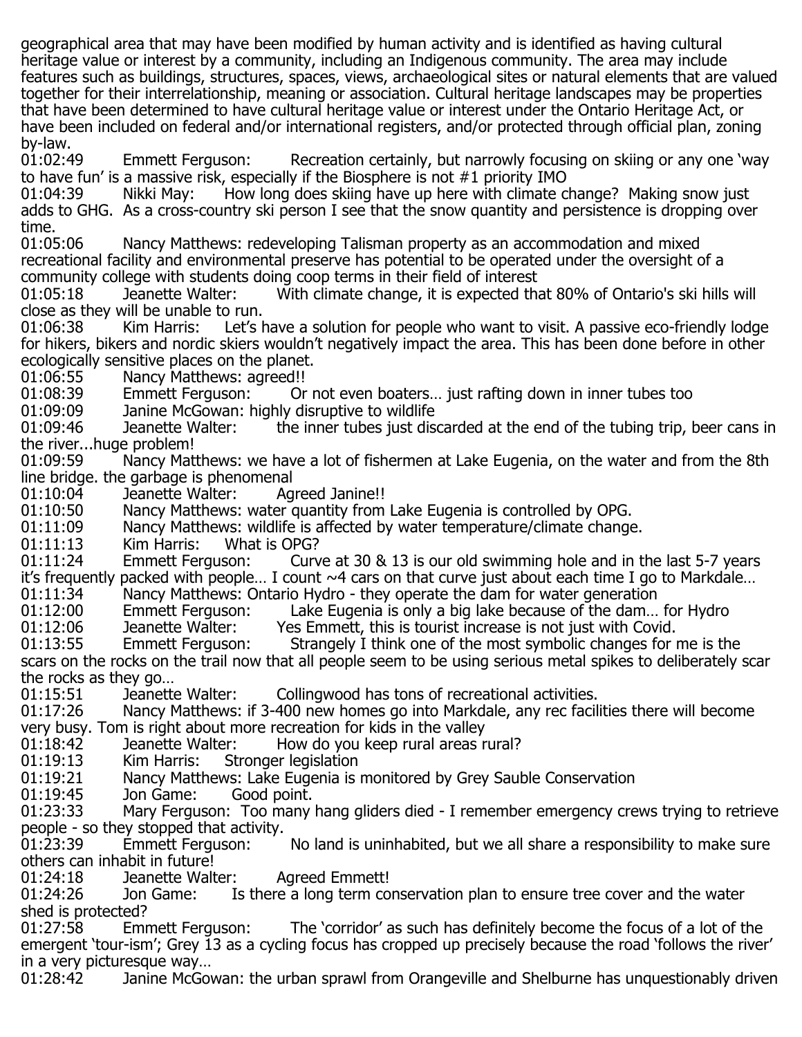geographical area that may have been modified by human activity and is identified as having cultural heritage value or interest by a community, including an Indigenous community. The area may include features such as buildings, structures, spaces, views, archaeological sites or natural elements that are valued together for their interrelationship, meaning or association. Cultural heritage landscapes may be properties that have been determined to have cultural heritage value or interest under the Ontario Heritage Act, or have been included on federal and/or international registers, and/or protected through official plan, zoning by-law.

01:02:49 Emmett Ferguson: Recreation certainly, but narrowly focusing on skiing or any one 'way to have fun' is a massive risk, especially if the Biosphere is not #1 priority IMO

01:04:39 Nikki May: How long does skiing have up here with climate change? Making snow just adds to GHG. As a cross-country ski person I see that the snow quantity and persistence is dropping over time.

01:05:06 Nancy Matthews: redeveloping Talisman property as an accommodation and mixed recreational facility and environmental preserve has potential to be operated under the oversight of a community college with students doing coop terms in their field of interest

01:05:18 Jeanette Walter: With climate change, it is expected that 80% of Ontario's ski hills will close as they will be unable to run.

01:06:38 Kim Harris: Let's have a solution for people who want to visit. A passive eco-friendly lodge for hikers, bikers and nordic skiers wouldn't negatively impact the area. This has been done before in other ecologically sensitive places on the planet.

01:06:55 Nancy Matthews: agreed!!

01:08:39 Emmett Ferguson: Or not even boaters… just rafting down in inner tubes too

01:09:09 Janine McGowan: highly disruptive to wildlife

01:09:46 Jeanette Walter: the inner tubes just discarded at the end of the tubing trip, beer cans in the river...huge problem!

01:09:59 Nancy Matthews: we have a lot of fishermen at Lake Eugenia, on the water and from the 8th line bridge. the garbage is phenomenal

01:10:04 Jeanette Walter: Agreed Janine!!

01:10:50 Nancy Matthews: water quantity from Lake Eugenia is controlled by OPG.

01:11:09 Nancy Matthews: wildlife is affected by water temperature/climate change.

01:11:13 Kim Harris: What is OPG?

01:11:24 Emmett Ferguson: Curve at 30 & 13 is our old swimming hole and in the last 5-7 years it's frequently packed with people… I count ~4 cars on that curve just about each time I go to Markdale…

01:11:34 Nancy Matthews: Ontario Hydro - they operate the dam for water generation

01:12:00 Emmett Ferguson: Lake Eugenia is only a big lake because of the dam… for Hydro

01:12:06 Jeanette Walter: Yes Emmett, this is tourist increase is not just with Covid.

01:13:55 Emmett Ferguson: Strangely I think one of the most symbolic changes for me is the scars on the rocks on the trail now that all people seem to be using serious metal spikes to deliberately scar the rocks as they go…

01:15:51 Jeanette Walter: Collingwood has tons of recreational activities.

01:17:26 Nancy Matthews: if 3-400 new homes go into Markdale, any rec facilities there will become very busy. Tom is right about more recreation for kids in the valley

01:18:42 Jeanette Walter: How do you keep rural areas rural?

01:19:13 Kim Harris: Stronger legislation

01:19:21 Nancy Matthews: Lake Eugenia is monitored by Grey Sauble Conservation

01:19:45 Jon Game: Good point.

01:23:33 Mary Ferguson: Too many hang gliders died - I remember emergency crews trying to retrieve people - so they stopped that activity.

01:23:39 Emmett Ferguson: No land is uninhabited, but we all share a responsibility to make sure others can inhabit in future!

01:24:18 Jeanette Walter: Agreed Emmett!

01:24:26 Jon Game: Is there a long term conservation plan to ensure tree cover and the water shed is protected?

01:27:58 Emmett Ferguson: The 'corridor' as such has definitely become the focus of a lot of the emergent 'tour-ism'; Grey 13 as a cycling focus has cropped up precisely because the road 'follows the river' in a very picturesque way…

01:28:42 Janine McGowan: the urban sprawl from Orangeville and Shelburne has unquestionably driven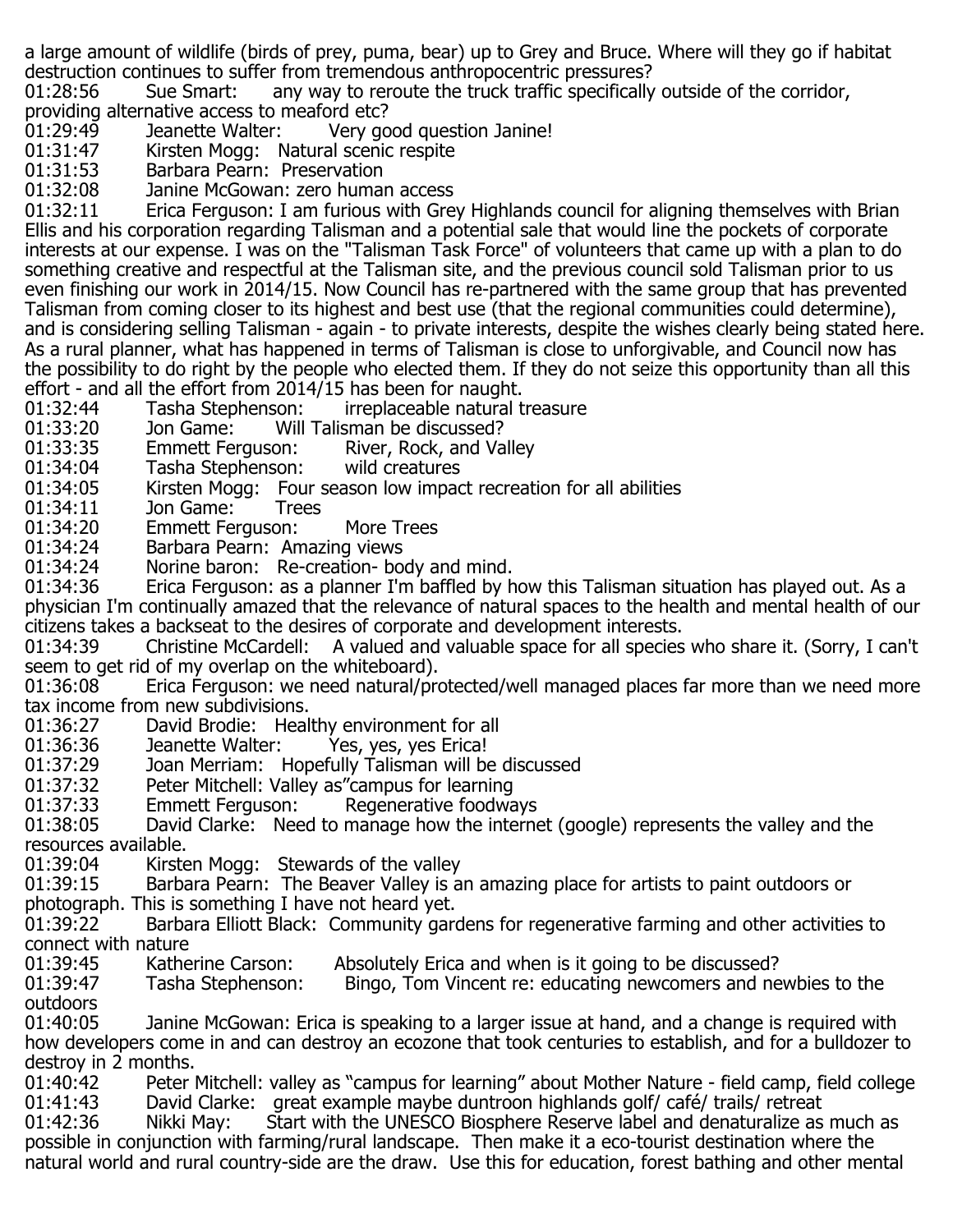a large amount of wildlife (birds of prey, puma, bear) up to Grey and Bruce. Where will they go if habitat destruction continues to suffer from tremendous anthropocentric pressures?

01:28:56 Sue Smart: any way to reroute the truck traffic specifically outside of the corridor, providing alternative access to meaford etc?

01:29:49 Jeanette Walter: Very good question Janine!

01:31:47 Kirsten Mogg: Natural scenic respite

01:31:53 Barbara Pearn: Preservation

01:32:08 Janine McGowan: zero human access

01:32:11 Erica Ferguson: I am furious with Grey Highlands council for aligning themselves with Brian Ellis and his corporation regarding Talisman and a potential sale that would line the pockets of corporate interests at our expense. I was on the "Talisman Task Force" of volunteers that came up with a plan to do something creative and respectful at the Talisman site, and the previous council sold Talisman prior to us even finishing our work in 2014/15. Now Council has re-partnered with the same group that has prevented Talisman from coming closer to its highest and best use (that the regional communities could determine), and is considering selling Talisman - again - to private interests, despite the wishes clearly being stated here. As a rural planner, what has happened in terms of Talisman is close to unforgivable, and Council now has the possibility to do right by the people who elected them. If they do not seize this opportunity than all this effort - and all the effort from 2014/15 has been for naught.

01:32:44 Tasha Stephenson: irreplaceable natural treasure

01:33:20 Jon Game: Will Talisman be discussed?

01:33:35 Emmett Ferguson: River, Rock, and Valley

01:34:04 Tasha Stephenson: wild creatures

01:34:05 Kirsten Mogg: Four season low impact recreation for all abilities

01:34:11 Jon Game: Trees

01:34:20 Emmett Ferguson: More Trees

01:34:24 Barbara Pearn: Amazing views

01:34:24 Norine baron: Re-creation- body and mind.

01:34:36 Erica Ferguson: as a planner I'm baffled by how this Talisman situation has played out. As a physician I'm continually amazed that the relevance of natural spaces to the health and mental health of our citizens takes a backseat to the desires of corporate and development interests.

01:34:39 Christine McCardell: A valued and valuable space for all species who share it. (Sorry, I can't seem to get rid of my overlap on the whiteboard).

01:36:08 Erica Ferguson: we need natural/protected/well managed places far more than we need more tax income from new subdivisions.

01:36:27 David Brodie: Healthy environment for all

01:36:36 Jeanette Walter: Yes, yes, yes Erica!

01:37:29 Joan Merriam: Hopefully Talisman will be discussed

01:37:32 Peter Mitchell: Valley as"campus for learning

01:37:33 Emmett Ferguson: Regenerative foodways

01:38:05 David Clarke: Need to manage how the internet (google) represents the valley and the resources available.

01:39:04 Kirsten Mogg: Stewards of the valley

01:39:15 Barbara Pearn: The Beaver Valley is an amazing place for artists to paint outdoors or photograph. This is something I have not heard yet.

01:39:22 Barbara Elliott Black: Community gardens for regenerative farming and other activities to connect with nature

01:39:45 Katherine Carson: Absolutely Erica and when is it going to be discussed?

01:39:47 Tasha Stephenson: Bingo, Tom Vincent re: educating newcomers and newbies to the outdoors

01:40:05 Janine McGowan: Erica is speaking to a larger issue at hand, and a change is required with how developers come in and can destroy an ecozone that took centuries to establish, and for a bulldozer to destroy in 2 months.

01:40:42 Peter Mitchell: valley as "campus for learning" about Mother Nature - field camp, field college

01:41:43 David Clarke: great example maybe duntroon highlands golf/ café/ trails/ retreat

01:42:36 Nikki May: Start with the UNESCO Biosphere Reserve label and denaturalize as much as possible in conjunction with farming/rural landscape. Then make it a eco-tourist destination where the natural world and rural country-side are the draw. Use this for education, forest bathing and other mental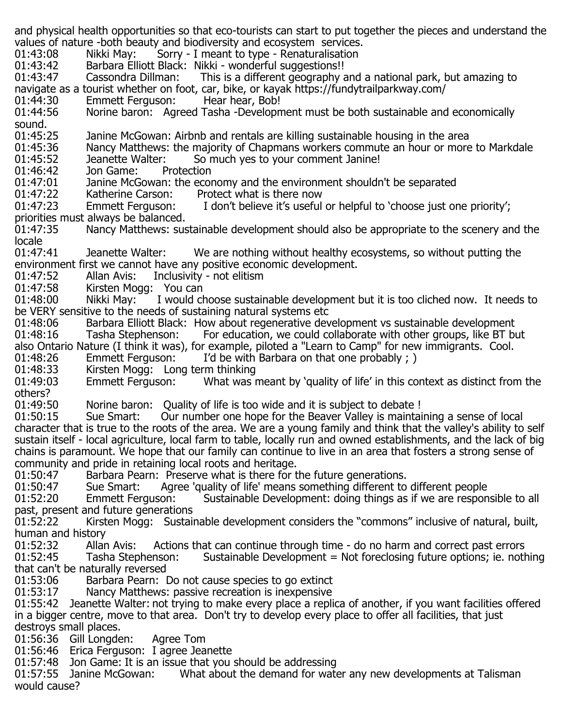and physical health opportunities so that eco-tourists can start to put together the pieces and understand the values of nature -both beauty and biodiversity and ecosystem services.

01:43:08 Nikki May: Sorry - I meant to type - Renaturalisation

01:43:42 Barbara Elliott Black: Nikki - wonderful suggestions!!

01:43:47 Cassondra Dillman: This is a different geography and a national park, but amazing to navigate as a tourist whether on foot, car, bike, or kayak https://fundytrailparkway.com/

01:44:30 Emmett Ferguson: Hear hear, Bob!

01:44:56 Norine baron: Agreed Tasha -Development must be both sustainable and economically sound.

01:45:25 Janine McGowan: Airbnb and rentals are killing sustainable housing in the area

01:45:36 Nancy Matthews: the majority of Chapmans workers commute an hour or more to Markdale

01:45:52 Jeanette Walter: So much yes to your comment Janine!

01:46:42 Jon Game: Protection

01:47:01 Janine McGowan: the economy and the environment shouldn't be separated

01:47:22 Katherine Carson: Protect what is there now

01:47:23 Emmett Ferguson: I don't believe it's useful or helpful to 'choose just one priority'; priorities must always be balanced.

01:47:35 Nancy Matthews: sustainable development should also be appropriate to the scenery and the locale

01:47:41 Jeanette Walter: We are nothing without healthy ecosystems, so without putting the environment first we cannot have any positive economic development.

01:47:52 Allan Avis: Inclusivity - not elitism

01:47:58 Kirsten Mogg: You can

01:48:00 Nikki May: I would choose sustainable development but it is too cliched now. It needs to be VERY sensitive to the needs of sustaining natural systems etc

01:48:06 Barbara Elliott Black: How about regenerative development vs sustainable development

01:48:16 Tasha Stephenson: For education, we could collaborate with other groups, like BT but also Ontario Nature (I think it was), for example, piloted a "Learn to Camp" for new immigrants. Cool.

01:48:26 Emmett Ferguson: I'd be with Barbara on that one probably ; )

01:48:33 Kirsten Mogg: Long term thinking

01:49:03 Emmett Ferguson: What was meant by 'quality of life' in this context as distinct from the others?

01:49:50 Norine baron: Quality of life is too wide and it is subject to debate !

01:50:15 Sue Smart: Our number one hope for the Beaver Valley is maintaining a sense of local character that is true to the roots of the area. We are a young family and think that the valley's ability to self sustain itself - local agriculture, local farm to table, locally run and owned establishments, and the lack of big chains is paramount. We hope that our family can continue to live in an area that fosters a strong sense of community and pride in retaining local roots and heritage.

01:50:47 Barbara Pearn: Preserve what is there for the future generations.

01:50:47 Sue Smart: Agree 'quality of life' means something different to different people

01:52:20 Emmett Ferguson: Sustainable Development: doing things as if we are responsible to all past, present and future generations

01:52:22 Kirsten Mogg: Sustainable development considers the "commons" inclusive of natural, built, human and history

01:52:32 Allan Avis: Actions that can continue through time - do no harm and correct past errors

01:52:45 Tasha Stephenson: Sustainable Development = Not foreclosing future options; ie. nothing that can't be naturally reversed

01:53:06 Barbara Pearn: Do not cause species to go extinct

01:53:17 Nancy Matthews: passive recreation is inexpensive

01:55:42 Jeanette Walter: not trying to make every place a replica of another, if you want facilities offered in a bigger centre, move to that area. Don't try to develop every place to offer all facilities, that just destroys small places.

01:56:36 Gill Longden: Agree Tom

01:56:46 Erica Ferguson: I agree Jeanette

01:57:48 Jon Game: It is an issue that you should be addressing

01:57:55 Janine McGowan: What about the demand for water any new developments at Talisman would cause?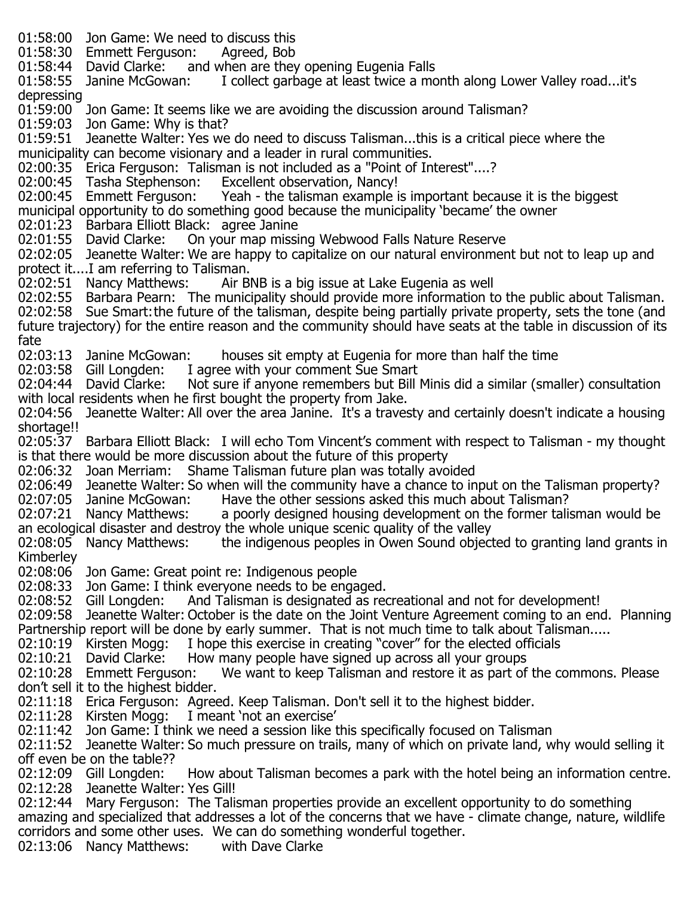01:58:00 Jon Game: We need to discuss this
01:58:30 Emmett Ferguson: Agreed, Bob
01:58:44 David Clarke: and when are they opening Eugenia Falls
01:58:55 Janine McGowan: I collect garbage at least twice a month along Lower Valley road...it's depressing
01:59:00 Jon Game: It seems like we are avoiding the discussion around Talisman?
01:59:03 Jon Game: Why is that?
01:59:51 Jeanette Walter: Yes we do need to discuss Talisman...this is a critical piece where the municipality can become visionary and a leader in rural communities.
02:00:35 Erica Ferguson: Talisman is not included as a "Point of Interest"....?
02:00:45 Tasha Stephenson: Excellent observation, Nancy!
02:00:45 Emmett Ferguson: Yeah - the talisman example is important because it is the biggest municipal opportunity to do something good because the municipality 'became' the owner
02:01:23 Barbara Elliott Black: agree Janine
02:01:55 David Clarke: On your map missing Webwood Falls Nature Reserve
02:02:05 Jeanette Walter: We are happy to capitalize on our natural environment but not to leap up and protect it....I am referring to Talisman.
02:02:51 Nancy Matthews: Air BNB is a big issue at Lake Eugenia as well
02:02:55 Barbara Pearn: The municipality should provide more information to the public about Talisman.
02:02:58 Sue Smart: the future of the talisman, despite being partially private property, sets the tone (and future trajectory) for the entire reason and the community should have seats at the table in discussion of its fate
02:03:13 Janine McGowan: houses sit empty at Eugenia for more than half the time
02:03:58 Gill Longden: I agree with your comment Sue Smart
02:04:44 David Clarke: Not sure if anyone remembers but Bill Minis did a similar (smaller) consultation with local residents when he first bought the property from Jake.
02:04:56 Jeanette Walter: All over the area Janine. It's a travesty and certainly doesn't indicate a housing shortage!!
02:05:37 Barbara Elliott Black: I will echo Tom Vincent's comment with respect to Talisman - my thought is that there would be more discussion about the future of this property
02:06:32 Joan Merriam: Shame Talisman future plan was totally avoided
02:06:49 Jeanette Walter: So when will the community have a chance to input on the Talisman property?
02:07:05 Janine McGowan: Have the other sessions asked this much about Talisman?
02:07:21 Nancy Matthews: a poorly designed housing development on the former talisman would be an ecological disaster and destroy the whole unique scenic quality of the valley
02:08:05 Nancy Matthews: the indigenous peoples in Owen Sound objected to granting land grants in Kimberley
02:08:06 Jon Game: Great point re: Indigenous people
02:08:33 Jon Game: I think everyone needs to be engaged.
02:08:52 Gill Longden: And Talisman is designated as recreational and not for development!
02:09:58 Jeanette Walter: October is the date on the Joint Venture Agreement coming to an end. Planning Partnership report will be done by early summer. That is not much time to talk about Talisman.....
02:10:19 Kirsten Mogg: I hope this exercise in creating "cover" for the elected officials
02:10:21 David Clarke: How many people have signed up across all your groups
02:10:28 Emmett Ferguson: We want to keep Talisman and restore it as part of the commons. Please don't sell it to the highest bidder.
02:11:18 Erica Ferguson: Agreed. Keep Talisman. Don't sell it to the highest bidder.
02:11:28 Kirsten Mogg: I meant 'not an exercise'
02:11:42 Jon Game: I think we need a session like this specifically focused on Talisman
02:11:52 Jeanette Walter: So much pressure on trails, many of which on private land, why would selling it off even be on the table??
02:12:09 Gill Longden: How about Talisman becomes a park with the hotel being an information centre.
02:12:28 Jeanette Walter: Yes Gill!
02:12:44 Mary Ferguson: The Talisman properties provide an excellent opportunity to do something amazing and specialized that addresses a lot of the concerns that we have - climate change, nature, wildlife corridors and some other uses. We can do something wonderful together.
02:13:06 Nancy Matthews: with Dave Clarke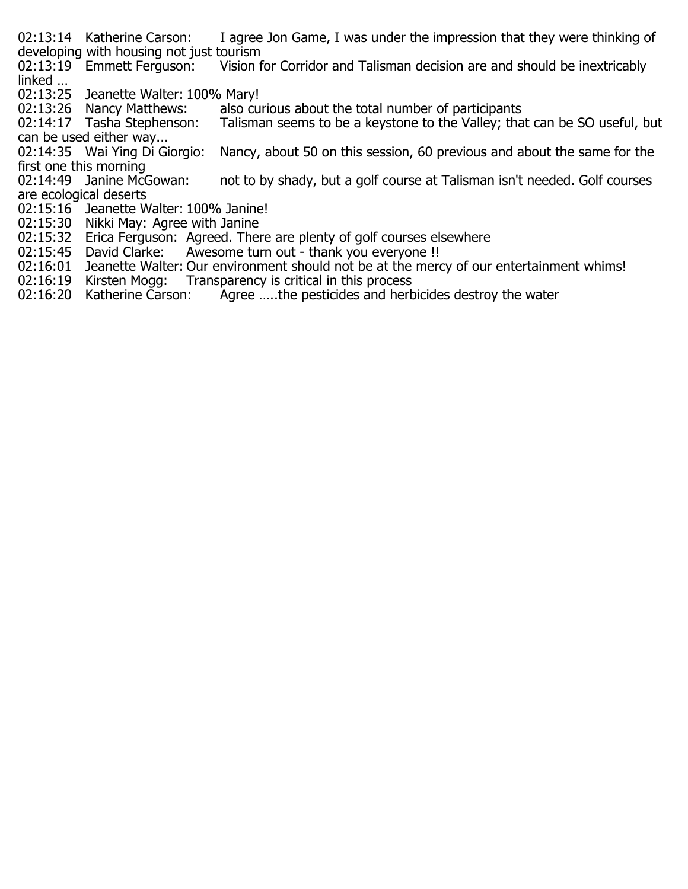02:13:14 Katherine Carson: I agree Jon Game, I was under the impression that they were thinking of developing with housing not just tourism
02:13:19 Emmett Ferguson: Vision for Corridor and Talisman decision are and should be inextricably linked …
02:13:25 Jeanette Walter: 100% Mary!
02:13:26 Nancy Matthews: also curious about the total number of participants
02:14:17 Tasha Stephenson: Talisman seems to be a keystone to the Valley; that can be SO useful, but can be used either way...
02:14:35 Wai Ying Di Giorgio: Nancy, about 50 on this session, 60 previous and about the same for the first one this morning
02:14:49 Janine McGowan: not to by shady, but a golf course at Talisman isn't needed. Golf courses are ecological deserts
02:15:16 Jeanette Walter: 100% Janine!
02:15:30 Nikki May: Agree with Janine
02:15:32 Erica Ferguson: Agreed. There are plenty of golf courses elsewhere
02:15:45 David Clarke: Awesome turn out - thank you everyone !!
02:16:01 Jeanette Walter: Our environment should not be at the mercy of our entertainment whims!
02:16:19 Kirsten Mogg: Transparency is critical in this process
02:16:20 Katherine Carson: Agree …..the pesticides and herbicides destroy the water